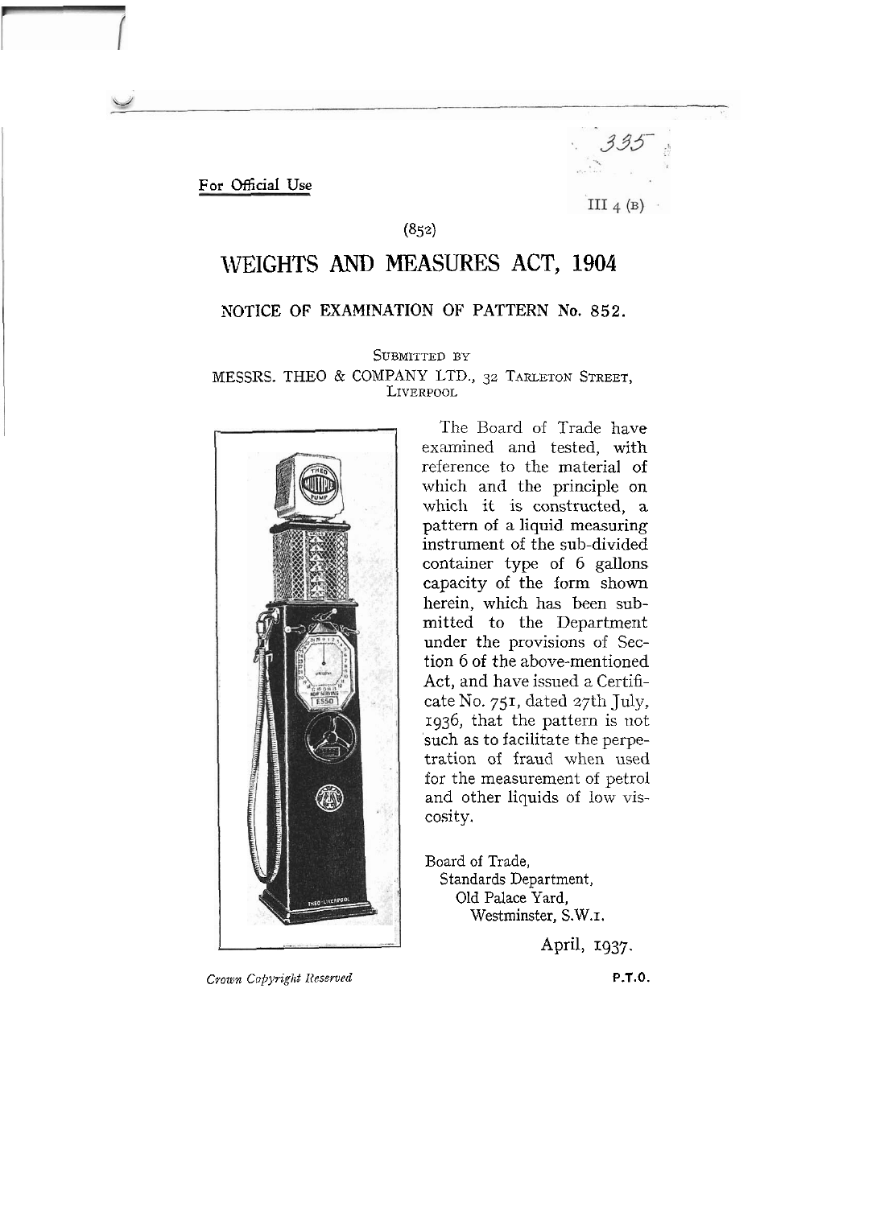335

For Official Use

III 4 (B)

(852)

# WEIGHTS AND MEASURES ACT, 1904

## NOTICE OF EXAMINATION OF PATTERN No. 852.

SUBMITTED BY

MESSRS. THEO & COMPANY LTD., 32 TARLETON STREET, LIVERPOOL

The Board of Trade have examined and tested, with reference to the material of which and the principle on which it is constructed, a pattern of a liquid measuring instrument of the sub-divided container type of 6 gallons capacity of the form shown herein, which has been submitted to the Department under the provisions of Section 6 of the above-mentioned Act, and have issued a Certificate No. 751, dated 27th July, 1936, that the pattern is not such as to facilitate the perpetration of fraud when used for the measurement of petrol and other liquids of low viscosity.

Board of Trade,
Standards Department,
Old Palace Yard,
Westminster, S.W.1.

April, 1937.

*Crown Copyright Reserved*

P.T.O.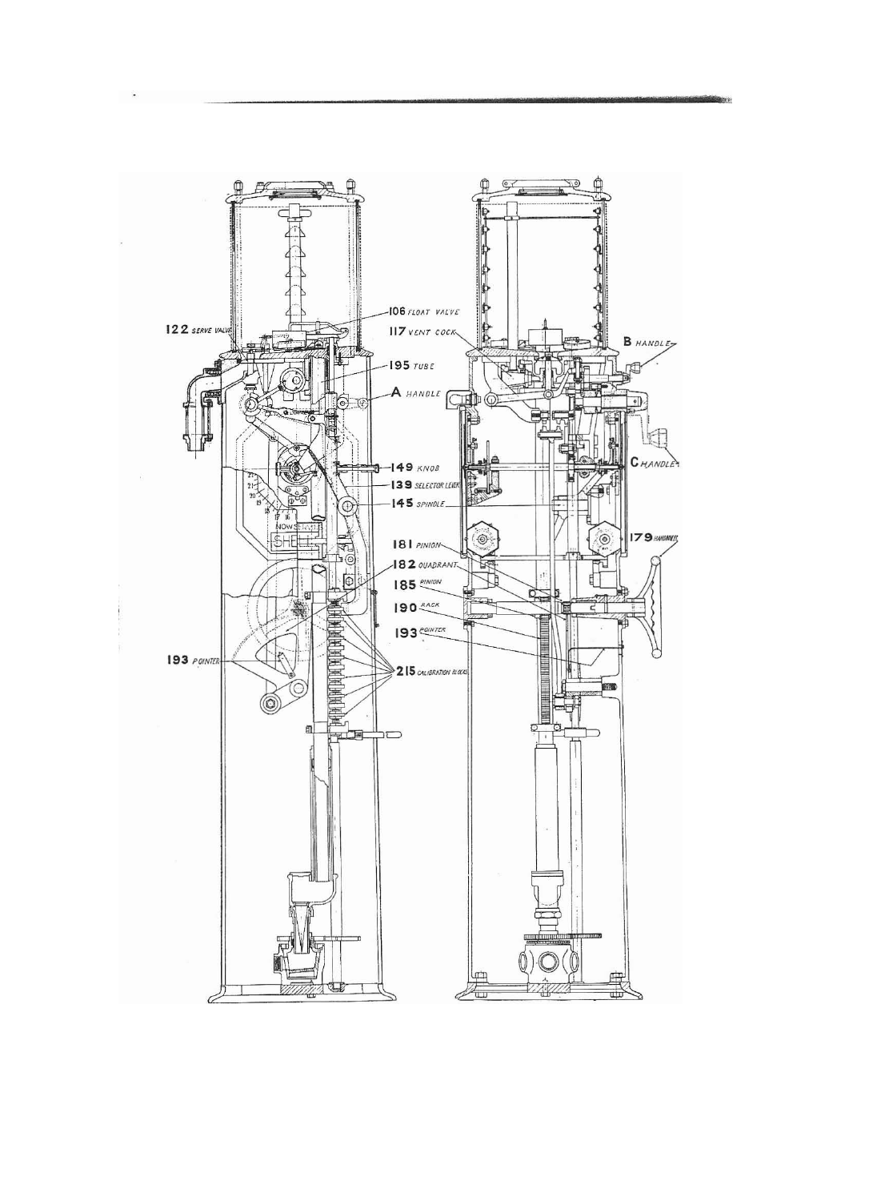122 SERVE VALVE

106 FLOAT VALVE

117 VENT COCK

195 TUBE

A HANDLE

B HANDLE

C HANDLE

149 KNOB

139 SELECTOR LEVER

145 SPINDLE

181 PINION

179 HANDWHEEL

182 QUADRANT

185 PINION

190 RACK

193 POINTER

193 POINTER

215 CALIBRATION BLOCKS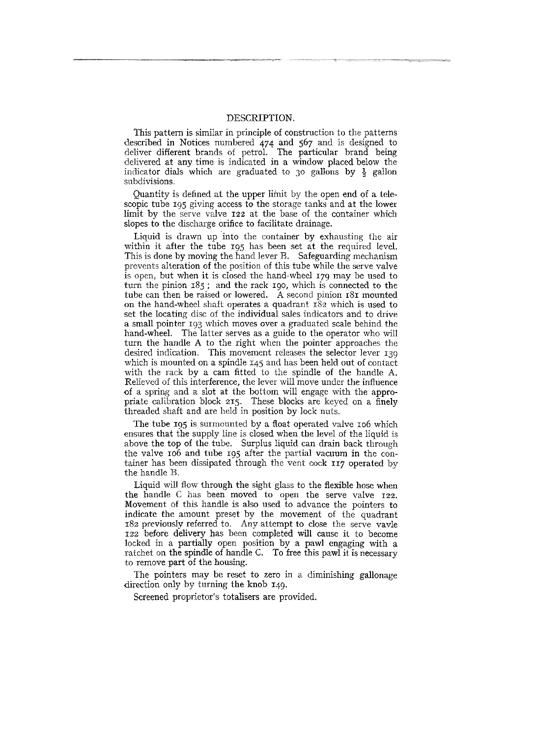## DESCRIPTION.

This pattern is similar in principle of construction to the patterns described in Notices numbered 474 and 567 and is designed to deliver different brands of petrol. The particular brand being delivered at any time is indicated in a window placed below the indicator dials which are graduated to 30 gallons by ½ gallon subdivisions.

Quantity is defined at the upper limit by the open end of a telescopic tube 195 giving access to the storage tanks and at the lower limit by the serve valve 122 at the base of the container which slopes to the discharge orifice to facilitate drainage.

Liquid is drawn up into the container by exhausting the air within it after the tube 195 has been set at the required level. This is done by moving the hand lever B. Safeguarding mechanism prevents alteration of the position of this tube while the serve valve is open, but when it is closed the hand-wheel 179 may be used to turn the pinion 185; and the rack 190, which is connected to the tube can then be raised or lowered. A second pinion 181 mounted on the hand-wheel shaft operates a quadrant 182 which is used to set the locating disc of the individual sales indicators and to drive a small pointer 193 which moves over a graduated scale behind the hand-wheel. The latter serves as a guide to the operator who will turn the handle A to the right when the pointer approaches the desired indication. This movement releases the selector lever 139 which is mounted on a spindle 145 and has been held out of contact with the rack by a cam fitted to the spindle of the handle A. Relieved of this interference, the lever will move under the influence of a spring and a slot at the bottom will engage with the appropriate calibration block 215. These blocks are keyed on a finely threaded shaft and are held in position by lock nuts.

The tube 195 is surmounted by a float operated valve 106 which ensures that the supply line is closed when the level of the liquid is above the top of the tube. Surplus liquid can drain back through the valve 106 and tube 195 after the partial vacuum in the container has been dissipated through the vent cock 117 operated by the handle B.

Liquid will flow through the sight glass to the flexible hose when the handle C has been moved to open the serve valve 122. Movement of this handle is also used to advance the pointers to indicate the amount preset by the movement of the quadrant 182 previously referred to. Any attempt to close the serve vavle 122 before delivery has been completed will cause it to become locked in a partially open position by a pawl engaging with a ratchet on the spindle of handle C. To free this pawl it is necessary to remove part of the housing.

The pointers may be reset to zero in a diminishing gallonage direction only by turning the knob 149.

Screened proprietor's totalisers are provided.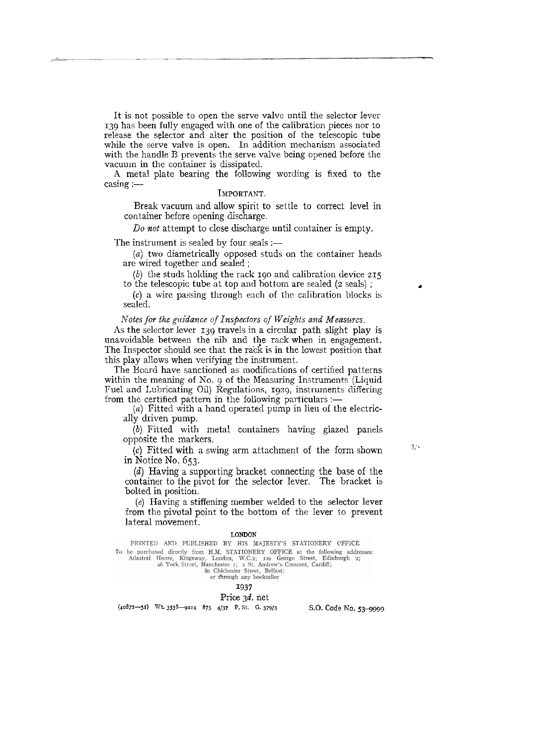It is not possible to open the serve valve until the selector lever 139 has been fully engaged with one of the calibration pieces nor to release the selector and alter the position of the telescopic tube while the serve valve is open. In addition mechanism associated with the handle B prevents the serve valve being opened before the vacuum in the container is dissipated.

A metal plate bearing the following wording is fixed to the casing :—

IMPORTANT.

Break vacuum and allow spirit to settle to correct level in container before opening discharge.

*Do not* attempt to close discharge until container is empty.

The instrument is sealed by four seals :—

(*a*) two diametrically opposed studs on the container heads are wired together and sealed ;

(*b*) the studs holding the rack 190 and calibration device 215 to the telescopic tube at top and bottom are sealed (2 seals) ;

(*c*) a wire passing through each of the calibration blocks is sealed.

*Notes for the guidance of Inspectors of Weights and Measures.*

As the selector lever 139 travels in a circular path slight play is unavoidable between the nib and the rack when in engagement. The Inspector should see that the rack is in the lowest position that this play allows when verifying the instrument.

The Board have sanctioned as modifications of certified patterns within the meaning of No. 9 of the Measuring Instruments (Liquid Fuel and Lubricating Oil) Regulations, 1929, instruments differing from the certified pattern in the following particulars :—

(*a*) Fitted with a hand operated pump in lieu of the electrically driven pump.

(*b*) Fitted with metal containers having glazed panels opposite the markers.

(*c*) Fitted with a swing arm attachment of the form shown in Notice No. 653.

(*d*) Having a supporting bracket connecting the base of the container to the pivot for the selector lever. The bracket is bolted in position.

(*e*) Having a stiffening member welded to the selector lever from the pivotal point to the bottom of the lever to prevent lateral movement.

LONDON

PRINTED AND PUBLISHED BY HIS MAJESTY'S STATIONERY OFFICE

To be purchased directly from H.M. STATIONERY OFFICE at the following addresses: Adastral House, Kingsway, London, W.C.2; 120 George Street, Edinburgh 2; 26 York Street, Manchester 1; 1 St. Andrew's Crescent, Cardiff; 80 Chichester Street, Belfast; or through any bookseller

1937

Price 3*d*. net

(40871—51) Wt. 3558—9214 875 4/37 P. St. G. 379/3 S.O. Code No. 53–9999